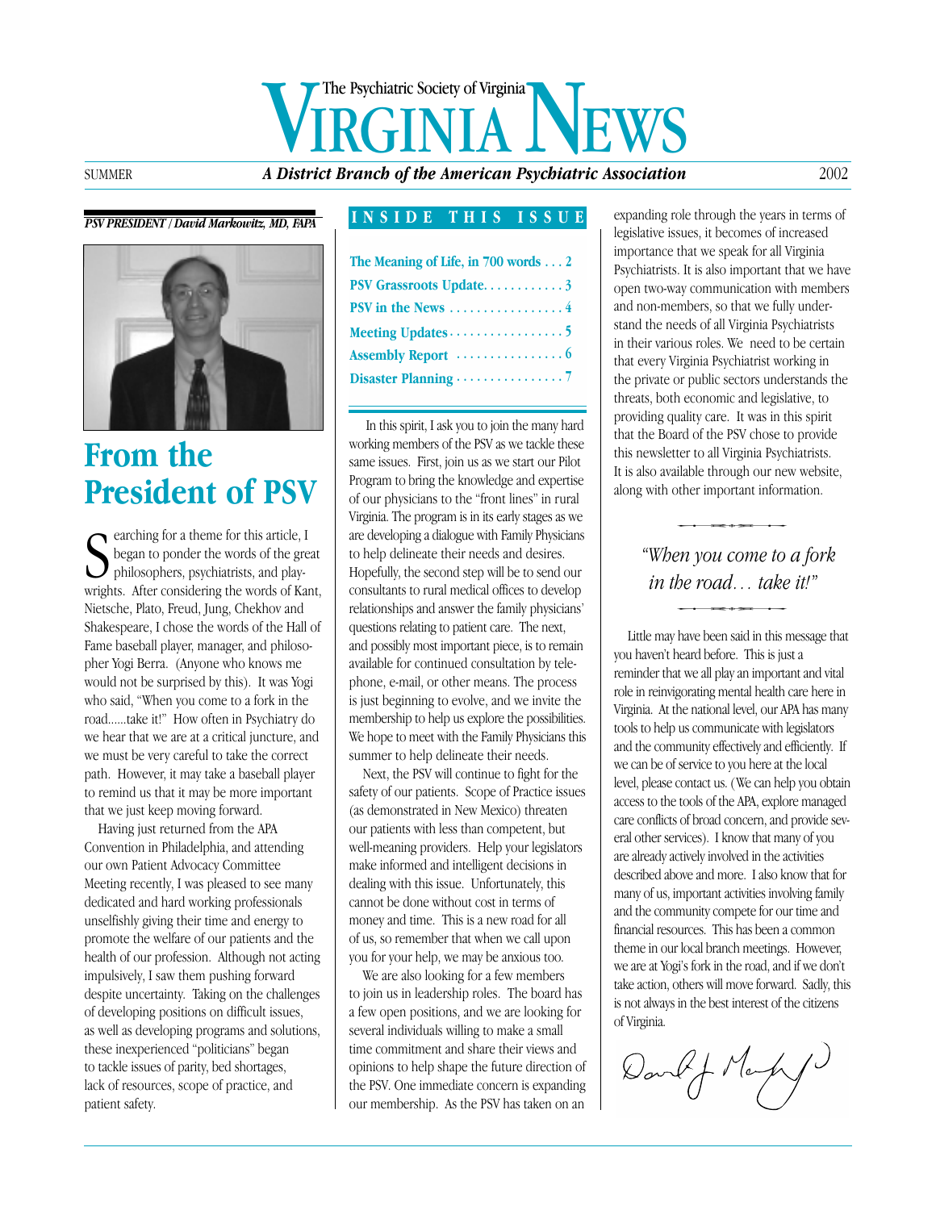# VIRGINIA NEWS

The Psychiatric Society of Virginia

SUMMER — *A District Branch of the American Psychiatric Association* — 2002

**INSIDE THIS ISSUE**

- The Meaning of Life, in 700 words . . . 2
- PSV Grassroots Update . . . 3
- PSV in the News . . . 4
- Meeting Updates . . . 5
- Assembly Report . . . 6
- Disaster Planning . . . 7

*PSV PRESIDENT / David Markowitz, MD, FAPA*

## From the President of PSV

Searching for a theme for this article, I began to ponder the words of the great philosophers, psychiatrists, and playwrights. After considering the words of Kant, Nietsche, Plato, Freud, Jung, Chekhov and Shakespeare, I chose the words of the Hall of Fame baseball player, manager, and philosopher Yogi Berra. (Anyone who knows me would not be surprised by this). It was Yogi who said, "When you come to a fork in the road......take it!" How often in Psychiatry do we hear that we are at a critical juncture, and we must be very careful to take the correct path. However, it may take a baseball player to remind us that it may be more important that we just keep moving forward.

Having just returned from the APA Convention in Philadelphia, and attending our own Patient Advocacy Committee Meeting recently, I was pleased to see many dedicated and hard working professionals unselfishly giving their time and energy to promote the welfare of our patients and the health of our profession. Although not acting impulsively, I saw them pushing forward despite uncertainty. Taking on the challenges of developing positions on difficult issues, as well as developing programs and solutions, these inexperienced "politicians" began to tackle issues of parity, bed shortages, lack of resources, scope of practice, and patient safety.

In this spirit, I ask you to join the many hard working members of the PSV as we tackle these same issues. First, join us as we start our Pilot Program to bring the knowledge and expertise of our physicians to the "front lines" in rural Virginia. The program is in its early stages as we are developing a dialogue with Family Physicians to help delineate their needs and desires. Hopefully, the second step will be to send our consultants to rural medical offices to develop relationships and answer the family physicians' questions relating to patient care. The next, and possibly most important piece, is to remain available for continued consultation by telephone, e-mail, or other means. The process is just beginning to evolve, and we invite the membership to help us explore the possibilities. We hope to meet with the Family Physicians this summer to help delineate their needs.

Next, the PSV will continue to fight for the safety of our patients. Scope of Practice issues (as demonstrated in New Mexico) threaten our patients with less than competent, but well-meaning providers. Help your legislators make informed and intelligent decisions in dealing with this issue. Unfortunately, this cannot be done without cost in terms of money and time. This is a new road for all of us, so remember that when we call upon you for your help, we may be anxious too.

We are also looking for a few members to join us in leadership roles. The board has a few open positions, and we are looking for several individuals willing to make a small time commitment and share their views and opinions to help shape the future direction of the PSV. One immediate concern is expanding our membership. As the PSV has taken on an expanding role through the years in terms of legislative issues, it becomes of increased importance that we speak for all Virginia Psychiatrists. It is also important that we have open two-way communication with members and non-members, so that we fully understand the needs of all Virginia Psychiatrists in their various roles. We need to be certain that every Virginia Psychiatrist working in the private or public sectors understands the threats, both economic and legislative, to providing quality care. It was in this spirit that the Board of the PSV chose to provide this newsletter to all Virginia Psychiatrists. It is also available through our new website, along with other important information.

> *"When you come to a fork in the road… take it!"*

Little may have been said in this message that you haven't heard before. This is just a reminder that we all play an important and vital role in reinvigorating mental health care here in Virginia. At the national level, our APA has many tools to help us communicate with legislators and the community effectively and efficiently. If we can be of service to you here at the local level, please contact us. (We can help you obtain access to the tools of the APA, explore managed care conflicts of broad concern, and provide several other services). I know that many of you are already actively involved in the activities described above and more. I also know that for many of us, important activities involving family and the community compete for our time and financial resources. This has been a common theme in our local branch meetings. However, we are at Yogi's fork in the road, and if we don't take action, others will move forward. Sadly, this is not always in the best interest of the citizens of Virginia.

David J. Markowitz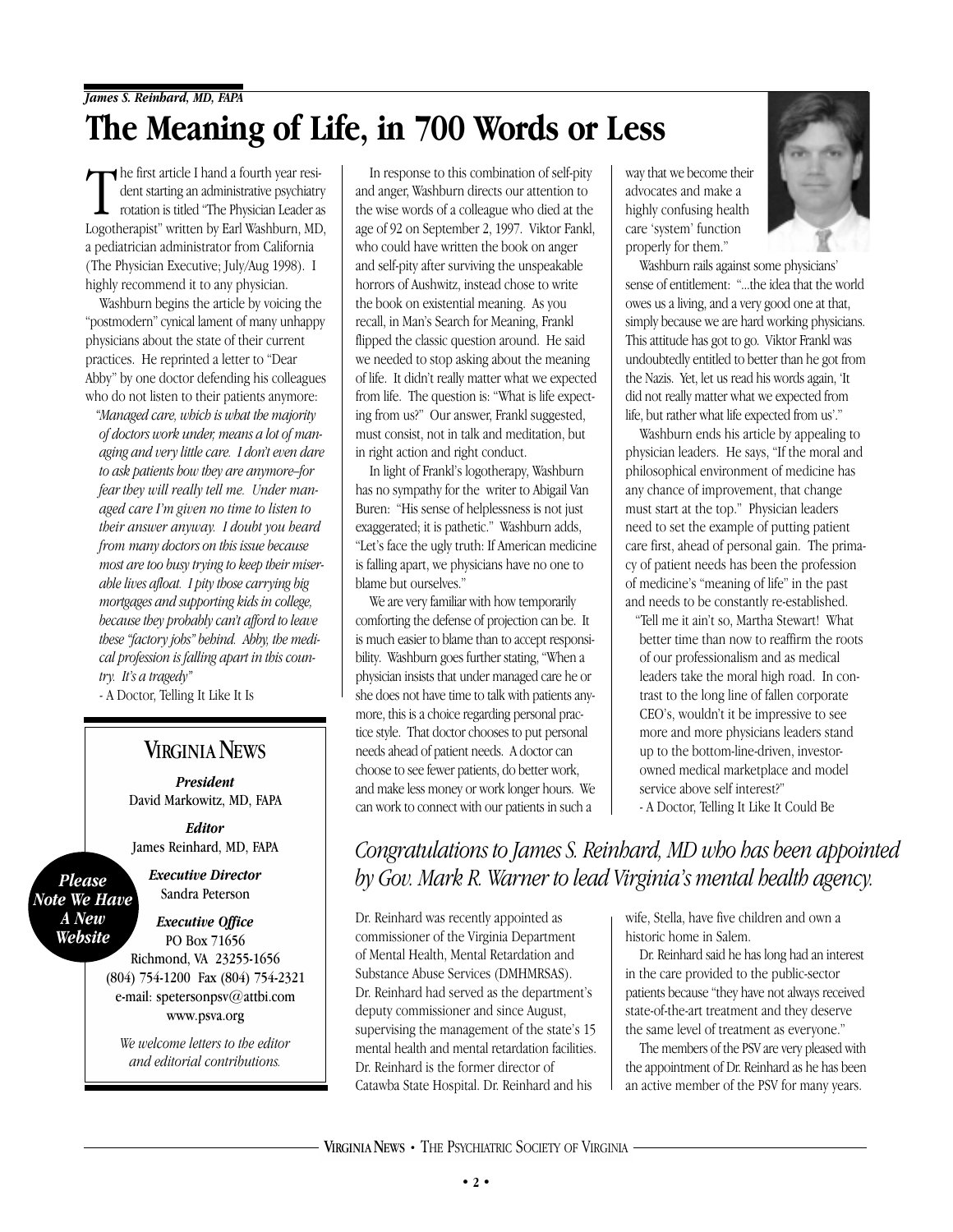*James S. Reinhard, MD, FAPA*

# The Meaning of Life, in 700 Words or Less

The first article I hand a fourth year resident starting an administrative psychiatry rotation is titled "The Physician Leader as Logotherapist" written by Earl Washburn, MD, a pediatrician administrator from California (The Physician Executive; July/Aug 1998). I highly recommend it to any physician.

Washburn begins the article by voicing the "postmodern" cynical lament of many unhappy physicians about the state of their current practices. He reprinted a letter to "Dear Abby" by one doctor defending his colleagues who do not listen to their patients anymore:

> *"Managed care, which is what the majority of doctors work under, means a lot of managing and very little care. I don't even dare to ask patients how they are anymore–for fear they will really tell me. Under managed care I'm given no time to listen to their answer anyway. I doubt you heard from many doctors on this issue because most are too busy trying to keep their miserable lives afloat. I pity those carrying big mortgages and supporting kids in college, because they probably can't afford to leave these "factory jobs" behind. Abby, the medical profession is falling apart in this country. It's a tragedy"*
>
> - A Doctor, Telling It Like It Is

In response to this combination of self-pity and anger, Washburn directs our attention to the wise words of a colleague who died at the age of 92 on September 2, 1997. Viktor Fankl, who could have written the book on anger and self-pity after surviving the unspeakable horrors of Aushwitz, instead chose to write the book on existential meaning. As you recall, in Man's Search for Meaning, Frankl flipped the classic question around. He said we needed to stop asking about the meaning of life. It didn't really matter what we expected from life. The question is: "What is life expecting from us?" Our answer, Frankl suggested, must consist, not in talk and meditation, but in right action and right conduct.

In light of Frankl's logotherapy, Washburn has no sympathy for the writer to Abigail Van Buren: "His sense of helplessness is not just exaggerated; it is pathetic." Washburn adds, "Let's face the ugly truth: If American medicine is falling apart, we physicians have no one to blame but ourselves."

We are very familiar with how temporarily comforting the defense of projection can be. It is much easier to blame than to accept responsibility. Washburn goes further stating, "When a physician insists that under managed care he or she does not have time to talk with patients anymore, this is a choice regarding personal practice style. That doctor chooses to put personal needs ahead of patient needs. A doctor can choose to see fewer patients, do better work, and make less money or work longer hours. We can work to connect with our patients in such a way that we become their advocates and make a highly confusing health care 'system' function properly for them."

Washburn rails against some physicians' sense of entitlement: "...the idea that the world owes us a living, and a very good one at that, simply because we are hard working physicians. This attitude has got to go. Viktor Frankl was undoubtedly entitled to better than he got from the Nazis. Yet, let us read his words again, 'It did not really matter what we expected from life, but rather what life expected from us'."

Washburn ends his article by appealing to physician leaders. He says, "If the moral and philosophical environment of medicine has any chance of improvement, that change must start at the top." Physician leaders need to set the example of putting patient care first, ahead of personal gain. The primacy of patient needs has been the profession of medicine's "meaning of life" in the past and needs to be constantly re-established.

> "Tell me it ain't so, Martha Stewart! What better time than now to reaffirm the roots of our professionalism and as medical leaders take the moral high road. In contrast to the long line of fallen corporate CEO's, wouldn't it be impressive to see more and more physicians leaders stand up to the bottom-line-driven, investor-owned medical marketplace and model service above self interest?"
>
> - A Doctor, Telling It Like It Could Be

## VIRGINIA NEWS

***President***
David Markowitz, MD, FAPA

***Editor***
James Reinhard, MD, FAPA

***Executive Director***
Sandra Peterson

***Executive Office***
PO Box 71656
Richmond, VA 23255-1656
(804) 754-1200 Fax (804) 754-2321
e-mail: spetersonpsv@attbi.com
www.psva.org

*We welcome letters to the editor and editorial contributions.*

***Please Note We Have A New Website***

## *Congratulations to James S. Reinhard, MD who has been appointed by Gov. Mark R. Warner to lead Virginia's mental health agency.*

Dr. Reinhard was recently appointed as commissioner of the Virginia Department of Mental Health, Mental Retardation and Substance Abuse Services (DMHMRSAS). Dr. Reinhard had served as the department's deputy commissioner and since August, supervising the management of the state's 15 mental health and mental retardation facilities. Dr. Reinhard is the former director of Catawba State Hospital. Dr. Reinhard and his wife, Stella, have five children and own a historic home in Salem.

Dr. Reinhard said he has long had an interest in the care provided to the public-sector patients because "they have not always received state-of-the-art treatment and they deserve the same level of treatment as everyone."

The members of the PSV are very pleased with the appointment of Dr. Reinhard as he has been an active member of the PSV for many years.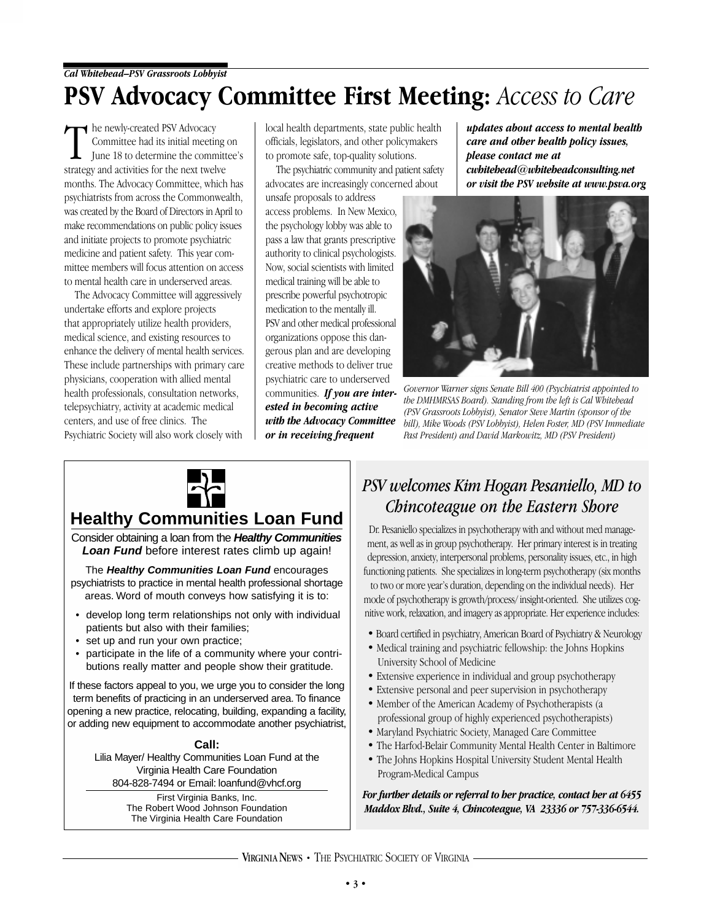*Cal Whitehead–PSV Grassroots Lobbyist*

# PSV Advocacy Committee First Meeting: *Access to Care*

The newly-created PSV Advocacy Committee had its initial meeting on June 18 to determine the committee's strategy and activities for the next twelve months. The Advocacy Committee, which has psychiatrists from across the Commonwealth, was created by the Board of Directors in April to make recommendations on public policy issues and initiate projects to promote psychiatric medicine and patient safety. This year committee members will focus attention on access to mental health care in underserved areas.

The Advocacy Committee will aggressively undertake efforts and explore projects that appropriately utilize health providers, medical science, and existing resources to enhance the delivery of mental health services. These include partnerships with primary care physicians, cooperation with allied mental health professionals, consultation networks, telepsychiatry, activity at academic medical centers, and use of free clinics. The Psychiatric Society will also work closely with local health departments, state public health officials, legislators, and other policymakers to promote safe, top-quality solutions.

The psychiatric community and patient safety advocates are increasingly concerned about unsafe proposals to address access problems. In New Mexico, the psychology lobby was able to pass a law that grants prescriptive authority to clinical psychologists. Now, social scientists with limited medical training will be able to prescribe powerful psychotropic medication to the mentally ill. PSV and other medical professional organizations oppose this dangerous plan and are developing creative methods to deliver true psychiatric care to underserved communities. ***If you are interested in becoming active with the Advocacy Committee or in receiving frequent updates about access to mental health care and other health policy issues, please contact me at cwhitehead@whiteheadconsulting.net or visit the PSV website at www.psva.org***

*Governor Warner signs Senate Bill 400 (Psychiatrist appointed to the DMHMRSAS Board). Standing from the left is Cal Whitehead (PSV Grassroots Lobbyist), Senator Steve Martin (sponsor of the bill), Mike Woods (PSV Lobbyist), Helen Foster, MD (PSV Immediate Past President) and David Markowitz, MD (PSV President)*

## Healthy Communities Loan Fund

Consider obtaining a loan from the ***Healthy Communities Loan Fund*** before interest rates climb up again!

The ***Healthy Communities Loan Fund*** encourages psychiatrists to practice in mental health professional shortage areas. Word of mouth conveys how satisfying it is to:

- develop long term relationships not only with individual patients but also with their families;
- set up and run your own practice;
- participate in the life of a community where your contributions really matter and people show their gratitude.

If these factors appeal to you, we urge you to consider the long term benefits of practicing in an underserved area. To finance opening a new practice, relocating, building, expanding a facility, or adding new equipment to accommodate another psychiatrist,

**Call:**

Lilia Mayer/ Healthy Communities Loan Fund at the Virginia Health Care Foundation
804-828-7494 or Email: loanfund@vhcf.org

First Virginia Banks, Inc.
The Robert Wood Johnson Foundation
The Virginia Health Care Foundation

## *PSV welcomes Kim Hogan Pesaniello, MD to Chincoteague on the Eastern Shore*

Dr. Pesaniello specializes in psychotherapy with and without med management, as well as in group psychotherapy. Her primary interest is in treating depression, anxiety, interpersonal problems, personality issues, etc., in high functioning patients. She specializes in long-term psychotherapy (six months to two or more year's duration, depending on the individual needs). Her mode of psychotherapy is growth/process/ insight-oriented. She utilizes cognitive work, relaxation, and imagery as appropriate. Her experience includes:

- Board certified in psychiatry, American Board of Psychiatry & Neurology
- Medical training and psychiatric fellowship: the Johns Hopkins University School of Medicine
- Extensive experience in individual and group psychotherapy
- Extensive personal and peer supervision in psychotherapy
- Member of the American Academy of Psychotherapists (a professional group of highly experienced psychotherapists)
- Maryland Psychiatric Society, Managed Care Committee
- The Harfod-Belair Community Mental Health Center in Baltimore
- The Johns Hopkins Hospital University Student Mental Health Program-Medical Campus

***For further details or referral to her practice, contact her at 6455 Maddox Blvd., Suite 4, Chincoteague, VA 23336 or 757-336-6544.***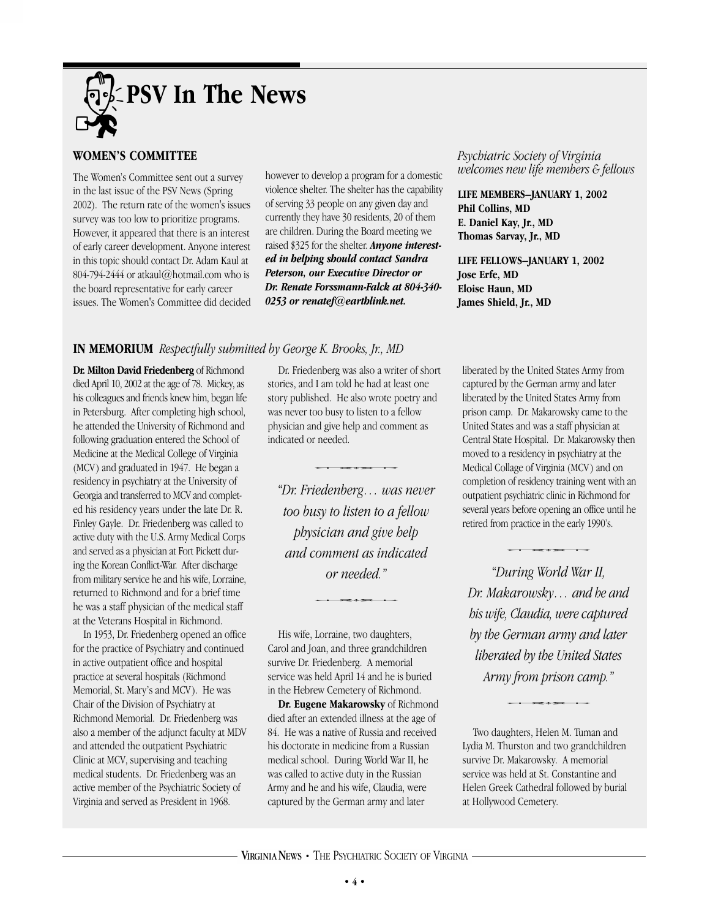# PSV In The News

## WOMEN'S COMMITTEE

The Women's Committee sent out a survey in the last issue of the PSV News (Spring 2002). The return rate of the women's issues survey was too low to prioritize programs. However, it appeared that there is an interest of early career development. Anyone interest in this topic should contact Dr. Adam Kaul at 804-794-2444 or atkaul@hotmail.com who is the board representative for early career issues. The Women's Committee did decided however to develop a program for a domestic violence shelter. The shelter has the capability of serving 33 people on any given day and currently they have 30 residents, 20 of them are children. During the Board meeting we raised $325 for the shelter. ***Anyone interested in helping should contact Sandra Peterson, our Executive Director or Dr. Renate Forssmann-Falck at 804-340-0253 or renatef@earthlink.net.***

*Psychiatric Society of Virginia welcomes new life members & fellows*

**LIFE MEMBERS–JANUARY 1, 2002**
**Phil Collins, MD**
**E. Daniel Kay, Jr., MD**
**Thomas Sarvay, Jr., MD**

**LIFE FELLOWS–JANUARY 1, 2002**
**Jose Erfe, MD**
**Eloise Haun, MD**
**James Shield, Jr., MD**

## IN MEMORIUM *Respectfully submitted by George K. Brooks, Jr., MD*

**Dr. Milton David Friedenberg** of Richmond died April 10, 2002 at the age of 78. Mickey, as his colleagues and friends knew him, began life in Petersburg. After completing high school, he attended the University of Richmond and following graduation entered the School of Medicine at the Medical College of Virginia (MCV) and graduated in 1947. He began a residency in psychiatry at the University of Georgia and transferred to MCV and completed his residency years under the late Dr. R. Finley Gayle. Dr. Friedenberg was called to active duty with the U.S. Army Medical Corps and served as a physician at Fort Pickett during the Korean Conflict-War. After discharge from military service he and his wife, Lorraine, returned to Richmond and for a brief time he was a staff physician of the medical staff at the Veterans Hospital in Richmond.

In 1953, Dr. Friedenberg opened an office for the practice of Psychiatry and continued in active outpatient office and hospital practice at several hospitals (Richmond Memorial, St. Mary's and MCV). He was Chair of the Division of Psychiatry at Richmond Memorial. Dr. Friedenberg was also a member of the adjunct faculty at MDV and attended the outpatient Psychiatric Clinic at MCV, supervising and teaching medical students. Dr. Friedenberg was an active member of the Psychiatric Society of Virginia and served as President in 1968.

Dr. Friedenberg was also a writer of short stories, and I am told he had at least one story published. He also wrote poetry and was never too busy to listen to a fellow physician and give help and comment as indicated or needed.

> *"Dr. Friedenberg… was never too busy to listen to a fellow physician and give help and comment as indicated or needed."*

His wife, Lorraine, two daughters, Carol and Joan, and three grandchildren survive Dr. Friedenberg. A memorial service was held April 14 and he is buried in the Hebrew Cemetery of Richmond.

**Dr. Eugene Makarowsky** of Richmond died after an extended illness at the age of 84. He was a native of Russia and received his doctorate in medicine from a Russian medical school. During World War II, he was called to active duty in the Russian Army and he and his wife, Claudia, were captured by the German army and later liberated by the United States Army from captured by the German army and later liberated by the United States Army from prison camp. Dr. Makarowsky came to the United States and was a staff physician at Central State Hospital. Dr. Makarowsky then moved to a residency in psychiatry at the Medical Collage of Virginia (MCV) and on completion of residency training went with an outpatient psychiatric clinic in Richmond for several years before opening an office until he retired from practice in the early 1990's.

> *"During World War II, Dr. Makarowsky… and he and his wife, Claudia, were captured by the German army and later liberated by the United States Army from prison camp."*

Two daughters, Helen M. Tuman and Lydia M. Thurston and two grandchildren survive Dr. Makarowsky. A memorial service was held at St. Constantine and Helen Greek Cathedral followed by burial at Hollywood Cemetery.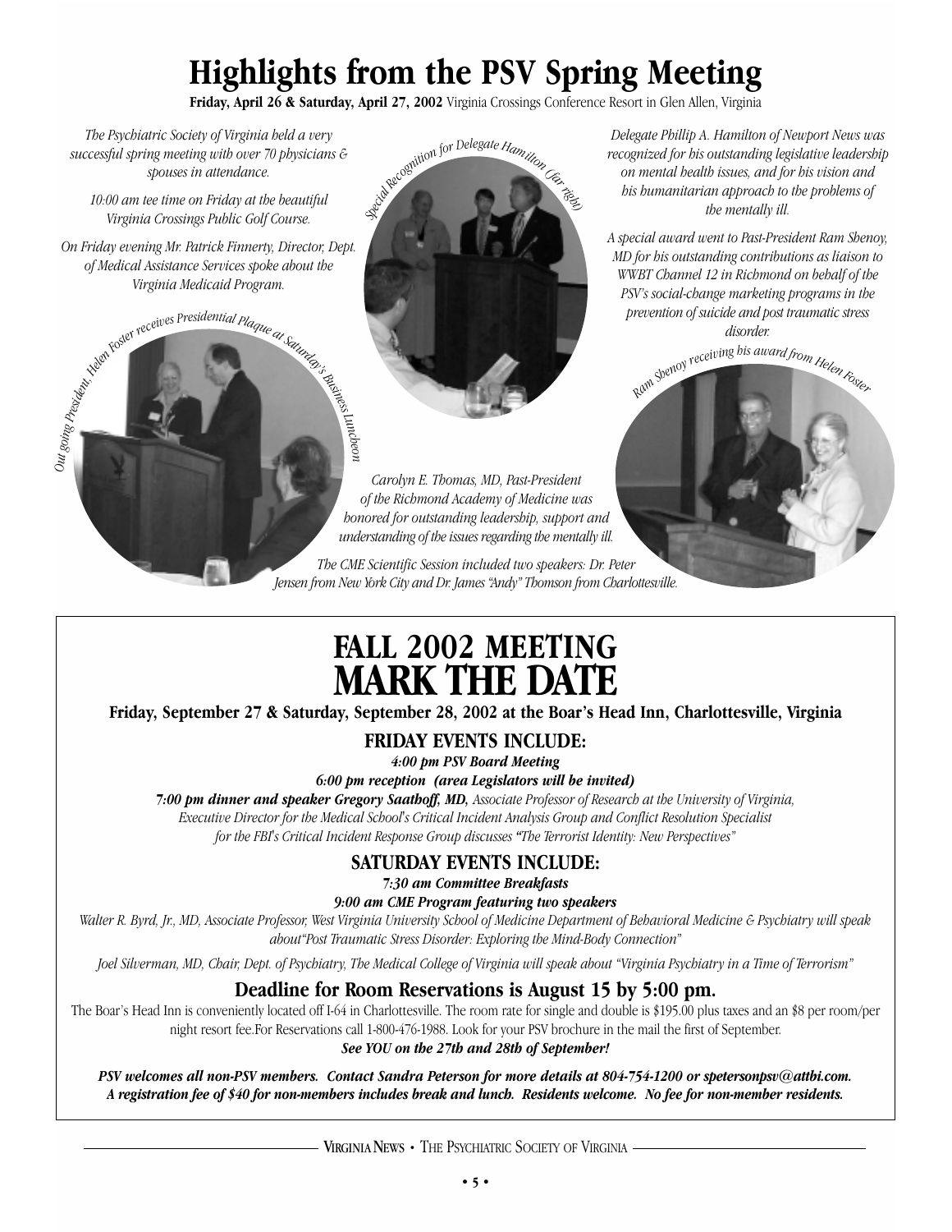# Highlights from the PSV Spring Meeting

**Friday, April 26 & Saturday, April 27, 2002** Virginia Crossings Conference Resort in Glen Allen, Virginia

*The Psychiatric Society of Virginia held a very successful spring meeting with over 70 physicians & spouses in attendance.*

*10:00 am tee time on Friday at the beautiful Virginia Crossings Public Golf Course.*

*On Friday evening Mr. Patrick Finnerty, Director, Dept. of Medical Assistance Services spoke about the Virginia Medicaid Program.*

*Out going President, Helen Foster receives Presidential Plaque at Saturday's Business Luncheon*

*Special Recognition for Delegate Hamilton (far right)*

*Delegate Phillip A. Hamilton of Newport News was recognized for his outstanding legislative leadership on mental health issues, and for his vision and his humanitarian approach to the problems of the mentally ill.*

*A special award went to Past-President Ram Shenoy, MD for his outstanding contributions as liaison to WWBT Channel 12 in Richmond on behalf of the PSV's social-change marketing programs in the prevention of suicide and post traumatic stress disorder.*

*Ram Shenoy receiving his award from Helen Foster*

*Carolyn E. Thomas, MD, Past-President of the Richmond Academy of Medicine was honored for outstanding leadership, support and understanding of the issues regarding the mentally ill.*

*The CME Scientific Session included two speakers: Dr. Peter Jensen from New York City and Dr. James "Andy" Thomson from Charlottesville.*

---

# FALL 2002 MEETING
# MARK THE DATE

**Friday, September 27 & Saturday, September 28, 2002 at the Boar's Head Inn, Charlottesville, Virginia**

## FRIDAY EVENTS INCLUDE:

***4:00 pm PSV Board Meeting***

***6:00 pm reception (area Legislators will be invited)***

***7:00 pm dinner and speaker Gregory Saathoff, MD,*** *Associate Professor of Research at the University of Virginia, Executive Director for the Medical School's Critical Incident Analysis Group and Conflict Resolution Specialist for the FBI's Critical Incident Response Group discusses "The Terrorist Identity: New Perspectives"*

## SATURDAY EVENTS INCLUDE:

***7:30 am Committee Breakfasts***

***9:00 am CME Program featuring two speakers***

*Walter R. Byrd, Jr., MD, Associate Professor, West Virginia University School of Medicine Department of Behavioral Medicine & Psychiatry will speak about "Post Traumatic Stress Disorder: Exploring the Mind-Body Connection"*

*Joel Silverman, MD, Chair, Dept. of Psychiatry, The Medical College of Virginia will speak about "Virginia Psychiatry in a Time of Terrorism"*

## Deadline for Room Reservations is August 15 by 5:00 pm.

The Boar's Head Inn is conveniently located off I-64 in Charlottesville. The room rate for single and double is $195.00 plus taxes and an $8 per room/per night resort fee.For Reservations call 1-800-476-1988. Look for your PSV brochure in the mail the first of September.

***See YOU on the 27th and 28th of September!***

***PSV welcomes all non-PSV members. Contact Sandra Peterson for more details at 804-754-1200 or spetersonpsv@attbi.com. A registration fee of $40 for non-members includes break and lunch. Residents welcome. No fee for non-member residents.***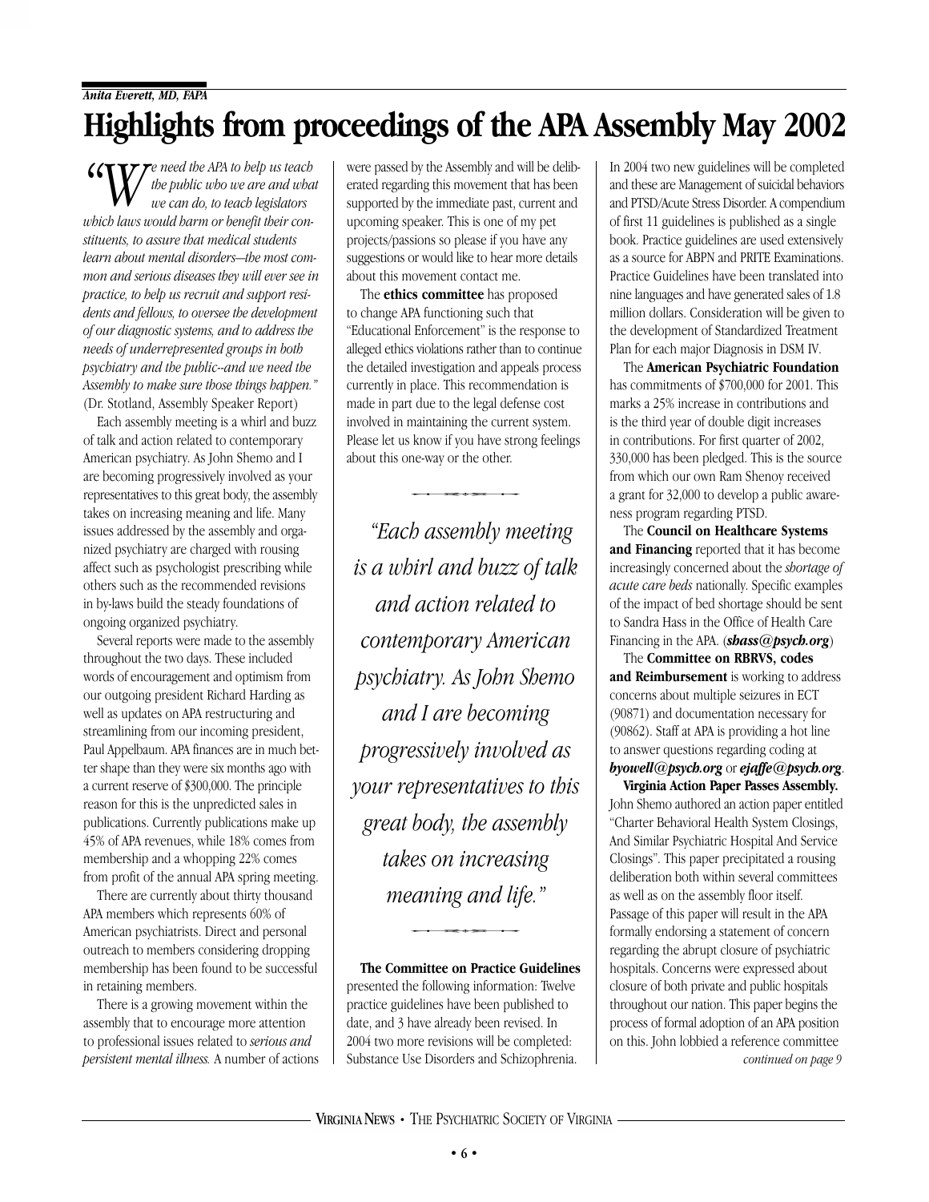*Anita Everett, MD, FAPA*

# Highlights from proceedings of the APA Assembly May 2002

*"We need the APA to help us teach the public who we are and what we can do, to teach legislators which laws would harm or benefit their constituents, to assure that medical students learn about mental disorders—the most common and serious diseases they will ever see in practice, to help us recruit and support residents and fellows, to oversee the development of our diagnostic systems, and to address the needs of underrepresented groups in both psychiatry and the public--and we need the Assembly to make sure those things happen."* (Dr. Stotland, Assembly Speaker Report)

Each assembly meeting is a whirl and buzz of talk and action related to contemporary American psychiatry. As John Shemo and I are becoming progressively involved as your representatives to this great body, the assembly takes on increasing meaning and life. Many issues addressed by the assembly and organized psychiatry are charged with rousing affect such as psychologist prescribing while others such as the recommended revisions in by-laws build the steady foundations of ongoing organized psychiatry.

Several reports were made to the assembly throughout the two days. These included words of encouragement and optimism from our outgoing president Richard Harding as well as updates on APA restructuring and streamlining from our incoming president, Paul Appelbaum. APA finances are in much better shape than they were six months ago with a current reserve of $300,000. The principle reason for this is the unpredicted sales in publications. Currently publications make up 45% of APA revenues, while 18% comes from membership and a whopping 22% comes from profit of the annual APA spring meeting.

There are currently about thirty thousand APA members which represents 60% of American psychiatrists. Direct and personal outreach to members considering dropping membership has been found to be successful in retaining members.

There is a growing movement within the assembly that to encourage more attention to professional issues related to *serious and persistent mental illness.* A number of actions were passed by the Assembly and will be deliberated regarding this movement that has been supported by the immediate past, current and upcoming speaker. This is one of my pet projects/passions so please if you have any suggestions or would like to hear more details about this movement contact me.

The **ethics committee** has proposed to change APA functioning such that "Educational Enforcement" is the response to alleged ethics violations rather than to continue the detailed investigation and appeals process currently in place. This recommendation is made in part due to the legal defense cost involved in maintaining the current system. Please let us know if you have strong feelings about this one-way or the other.

> *"Each assembly meeting is a whirl and buzz of talk and action related to contemporary American psychiatry. As John Shemo and I are becoming progressively involved as your representatives to this great body, the assembly takes on increasing meaning and life."*

**The Committee on Practice Guidelines** presented the following information: Twelve practice guidelines have been published to date, and 3 have already been revised. In 2004 two more revisions will be completed: Substance Use Disorders and Schizophrenia. In 2004 two new guidelines will be completed and these are Management of suicidal behaviors and PTSD/Acute Stress Disorder. A compendium of first 11 guidelines is published as a single book. Practice guidelines are used extensively as a source for ABPN and PRITE Examinations. Practice Guidelines have been translated into nine languages and have generated sales of 1.8 million dollars. Consideration will be given to the development of Standardized Treatment Plan for each major Diagnosis in DSM IV.

The **American Psychiatric Foundation** has commitments of $700,000 for 2001. This marks a 25% increase in contributions and is the third year of double digit increases in contributions. For first quarter of 2002, 330,000 has been pledged. This is the source from which our own Ram Shenoy received a grant for 32,000 to develop a public awareness program regarding PTSD.

The **Council on Healthcare Systems and Financing** reported that it has become increasingly concerned about the *shortage of acute care beds* nationally. Specific examples of the impact of bed shortage should be sent to Sandra Hass in the Office of Health Care Financing in the APA. (***shass@psych.org***)

The **Committee on RBRVS, codes and Reimbursement** is working to address concerns about multiple seizures in ECT (90871) and documentation necessary for (90862). Staff at APA is providing a hot line to answer questions regarding coding at ***byowell@psych.org*** or ***ejaffe@psych.org***.

**Virginia Action Paper Passes Assembly.** John Shemo authored an action paper entitled "Charter Behavioral Health System Closings, And Similar Psychiatric Hospital And Service Closings". This paper precipitated a rousing deliberation both within several committees as well as on the assembly floor itself. Passage of this paper will result in the APA formally endorsing a statement of concern regarding the abrupt closure of psychiatric hospitals. Concerns were expressed about closure of both private and public hospitals throughout our nation. This paper begins the process of formal adoption of an APA position on this. John lobbied a reference committee

*continued on page 9*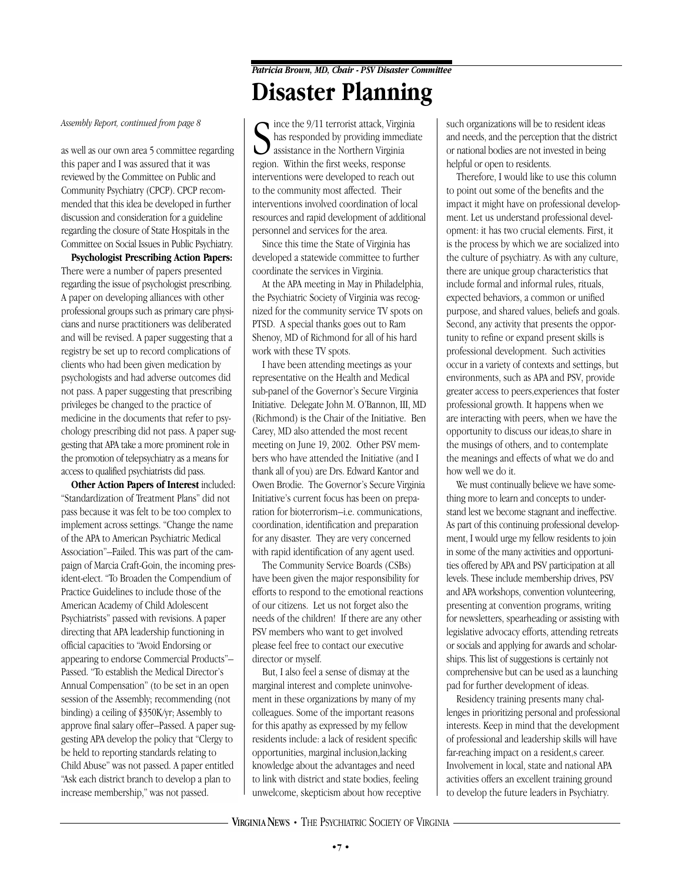*Assembly Report, continued from page 8*

as well as our own area 5 committee regarding this paper and I was assured that it was reviewed by the Committee on Public and Community Psychiatry (CPCP). CPCP recommended that this idea be developed in further discussion and consideration for a guideline regarding the closure of State Hospitals in the Committee on Social Issues in Public Psychiatry.

**Psychologist Prescribing Action Papers:** There were a number of papers presented regarding the issue of psychologist prescribing. A paper on developing alliances with other professional groups such as primary care physicians and nurse practitioners was deliberated and will be revised. A paper suggesting that a registry be set up to record complications of clients who had been given medication by psychologists and had adverse outcomes did not pass. A paper suggesting that prescribing privileges be changed to the practice of medicine in the documents that refer to psychology prescribing did not pass. A paper suggesting that APA take a more prominent role in the promotion of telepsychiatry as a means for access to qualified psychiatrists did pass.

**Other Action Papers of Interest** included: "Standardization of Treatment Plans" did not pass because it was felt to be too complex to implement across settings. "Change the name of the APA to American Psychiatric Medical Association"–Failed. This was part of the campaign of Marcia Craft-Goin, the incoming president-elect. "To Broaden the Compendium of Practice Guidelines to include those of the American Academy of Child Adolescent Psychiatrists" passed with revisions. A paper directing that APA leadership functioning in official capacities to "Avoid Endorsing or appearing to endorse Commercial Products"–Passed. "To establish the Medical Director's Annual Compensation" (to be set in an open session of the Assembly; recommending (not binding) a ceiling of $350K/yr; Assembly to approve final salary offer–Passed. A paper suggesting APA develop the policy that "Clergy to be held to reporting standards relating to Child Abuse" was not passed. A paper entitled "Ask each district branch to develop a plan to increase membership," was not passed.

*Patricia Brown, MD, Chair - PSV Disaster Committee*

# Disaster Planning

Since the 9/11 terrorist attack, Virginia has responded by providing immediate assistance in the Northern Virginia region. Within the first weeks, response interventions were developed to reach out to the community most affected. Their interventions involved coordination of local resources and rapid development of additional personnel and services for the area.

Since this time the State of Virginia has developed a statewide committee to further coordinate the services in Virginia.

At the APA meeting in May in Philadelphia, the Psychiatric Society of Virginia was recognized for the community service TV spots on PTSD. A special thanks goes out to Ram Shenoy, MD of Richmond for all of his hard work with these TV spots.

I have been attending meetings as your representative on the Health and Medical sub-panel of the Governor's Secure Virginia Initiative. Delegate John M. O'Bannon, III, MD (Richmond) is the Chair of the Initiative. Ben Carey, MD also attended the most recent meeting on June 19, 2002. Other PSV members who have attended the Initiative (and I thank all of you) are Drs. Edward Kantor and Owen Brodie. The Governor's Secure Virginia Initiative's current focus has been on preparation for bioterrorism–i.e. communications, coordination, identification and preparation for any disaster. They are very concerned with rapid identification of any agent used.

The Community Service Boards (CSBs) have been given the major responsibility for efforts to respond to the emotional reactions of our citizens. Let us not forget also the needs of the children! If there are any other PSV members who want to get involved please feel free to contact our executive director or myself.

But, I also feel a sense of dismay at the marginal interest and complete uninvolvement in these organizations by many of my colleagues. Some of the important reasons for this apathy as expressed by my fellow residents include: a lack of resident specific opportunities, marginal inclusion,lacking knowledge about the advantages and need to link with district and state bodies, feeling unwelcome, skepticism about how receptive such organizations will be to resident ideas and needs, and the perception that the district or national bodies are not invested in being helpful or open to residents.

Therefore, I would like to use this column to point out some of the benefits and the impact it might have on professional development. Let us understand professional development: it has two crucial elements. First, it is the process by which we are socialized into the culture of psychiatry. As with any culture, there are unique group characteristics that include formal and informal rules, rituals, expected behaviors, a common or unified purpose, and shared values, beliefs and goals. Second, any activity that presents the opportunity to refine or expand present skills is professional development. Such activities occur in a variety of contexts and settings, but environments, such as APA and PSV, provide greater access to peers,experiences that foster professional growth. It happens when we are interacting with peers, when we have the opportunity to discuss our ideas,to share in the musings of others, and to contemplate the meanings and effects of what we do and how well we do it.

We must continually believe we have something more to learn and concepts to understand lest we become stagnant and ineffective. As part of this continuing professional development, I would urge my fellow residents to join in some of the many activities and opportunities offered by APA and PSV participation at all levels. These include membership drives, PSV and APA workshops, convention volunteering, presenting at convention programs, writing for newsletters, spearheading or assisting with legislative advocacy efforts, attending retreats or socials and applying for awards and scholarships. This list of suggestions is certainly not comprehensive but can be used as a launching pad for further development of ideas.

Residency training presents many challenges in prioritizing personal and professional interests. Keep in mind that the development of professional and leadership skills will have far-reaching impact on a resident,s career. Involvement in local, state and national APA activities offers an excellent training ground to develop the future leaders in Psychiatry.